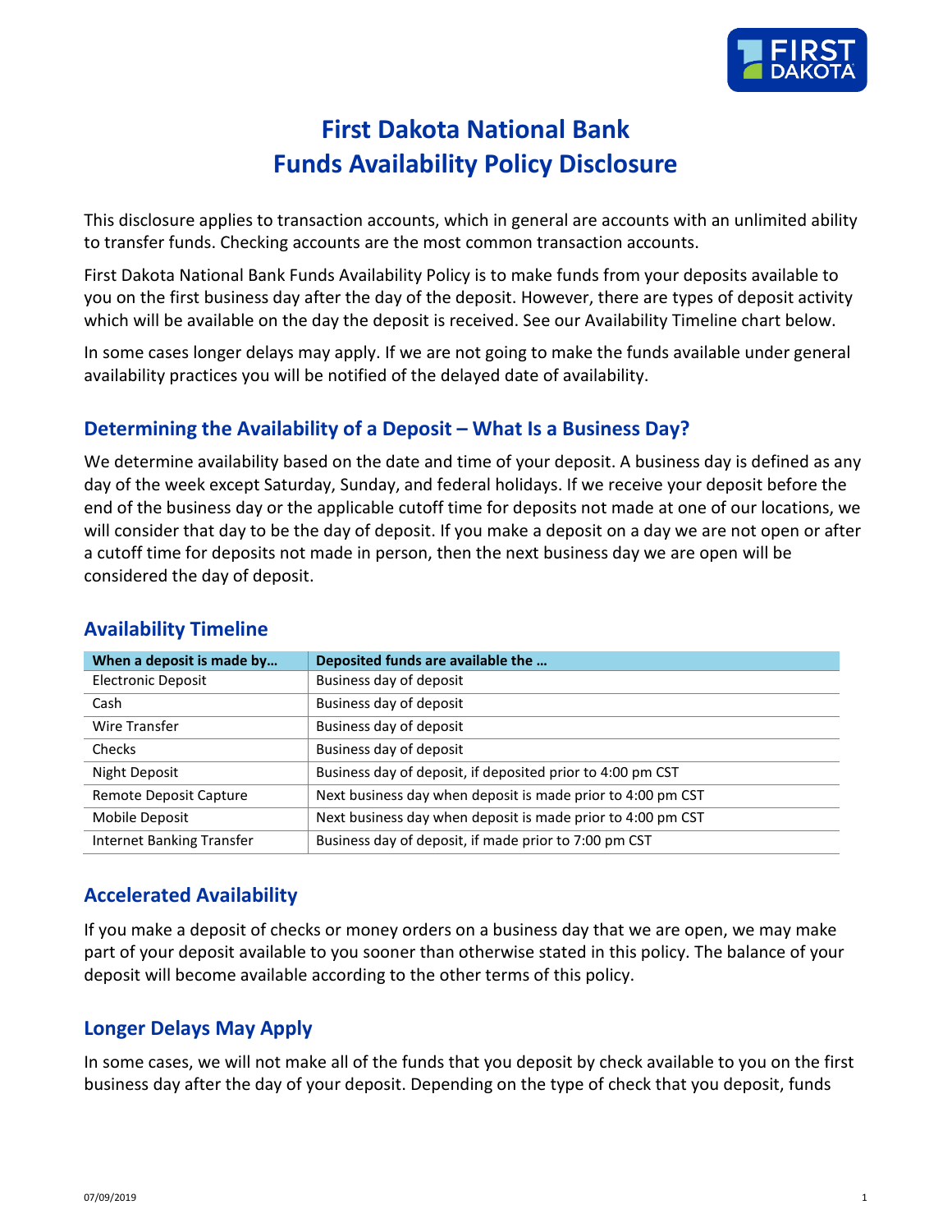# First Dakota National Bank
# Funds Availability Policy Disclosure

This disclosure applies to transaction accounts, which in general are accounts with an unlimited ability to transfer funds. Checking accounts are the most common transaction accounts.

First Dakota National Bank Funds Availability Policy is to make funds from your deposits available to you on the first business day after the day of the deposit. However, there are types of deposit activity which will be available on the day the deposit is received. See our Availability Timeline chart below.

In some cases longer delays may apply. If we are not going to make the funds available under general availability practices you will be notified of the delayed date of availability.

## Determining the Availability of a Deposit – What Is a Business Day?

We determine availability based on the date and time of your deposit. A business day is defined as any day of the week except Saturday, Sunday, and federal holidays. If we receive your deposit before the end of the business day or the applicable cutoff time for deposits not made at one of our locations, we will consider that day to be the day of deposit. If you make a deposit on a day we are not open or after a cutoff time for deposits not made in person, then the next business day we are open will be considered the day of deposit.

## Availability Timeline

| When a deposit is made by… | Deposited funds are available the … |
|---|---|
| Electronic Deposit | Business day of deposit |
| Cash | Business day of deposit |
| Wire Transfer | Business day of deposit |
| Checks | Business day of deposit |
| Night Deposit | Business day of deposit, if deposited prior to 4:00 pm CST |
| Remote Deposit Capture | Next business day when deposit is made prior to 4:00 pm CST |
| Mobile Deposit | Next business day when deposit is made prior to 4:00 pm CST |
| Internet Banking Transfer | Business day of deposit, if made prior to 7:00 pm CST |

## Accelerated Availability

If you make a deposit of checks or money orders on a business day that we are open, we may make part of your deposit available to you sooner than otherwise stated in this policy. The balance of your deposit will become available according to the other terms of this policy.

## Longer Delays May Apply

In some cases, we will not make all of the funds that you deposit by check available to you on the first business day after the day of your deposit. Depending on the type of check that you deposit, funds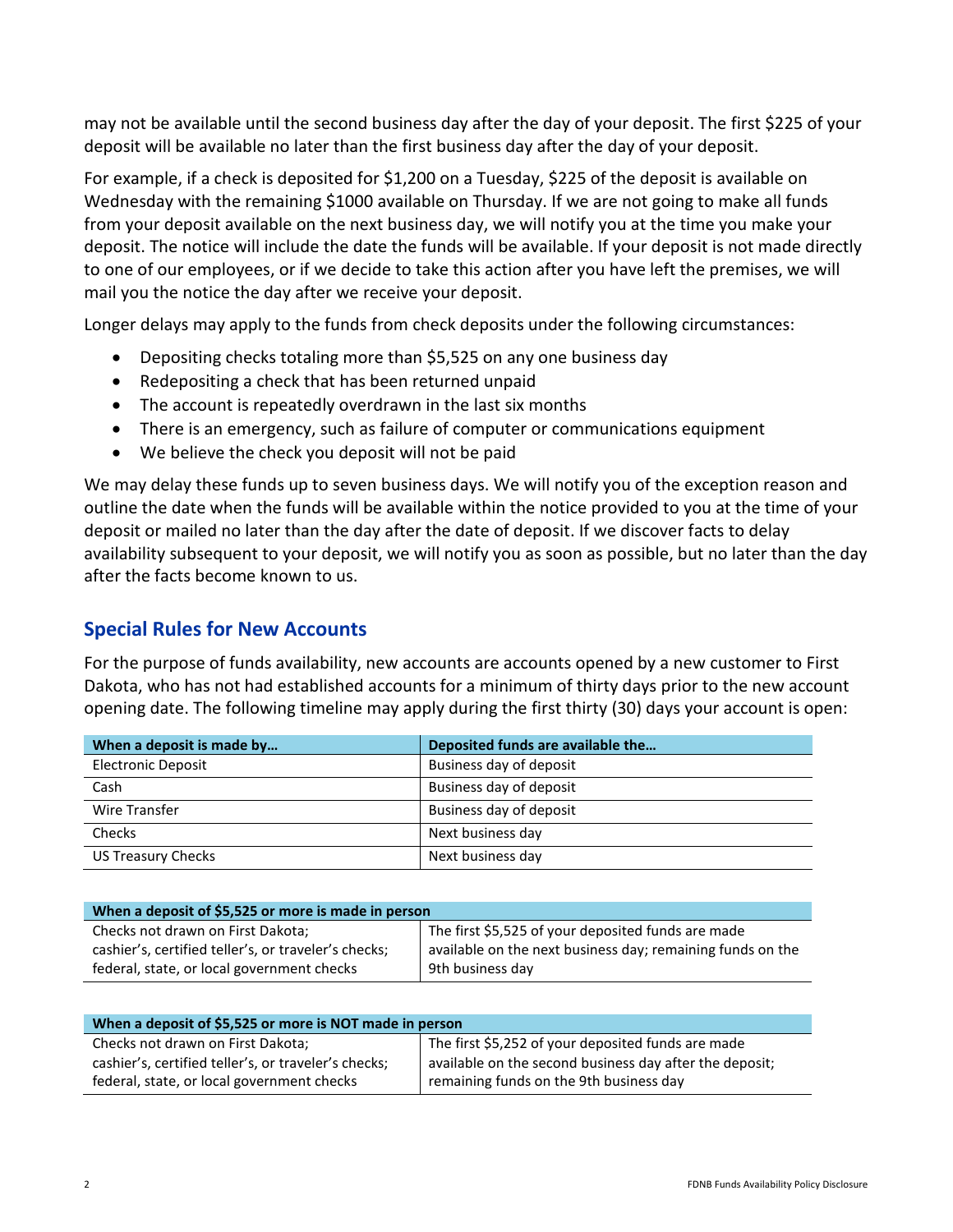may not be available until the second business day after the day of your deposit. The first $225 of your deposit will be available no later than the first business day after the day of your deposit.

For example, if a check is deposited for $1,200 on a Tuesday, $225 of the deposit is available on Wednesday with the remaining $1000 available on Thursday. If we are not going to make all funds from your deposit available on the next business day, we will notify you at the time you make your deposit. The notice will include the date the funds will be available. If your deposit is not made directly to one of our employees, or if we decide to take this action after you have left the premises, we will mail you the notice the day after we receive your deposit.

Longer delays may apply to the funds from check deposits under the following circumstances:

- Depositing checks totaling more than $5,525 on any one business day
- Redepositing a check that has been returned unpaid
- The account is repeatedly overdrawn in the last six months
- There is an emergency, such as failure of computer or communications equipment
- We believe the check you deposit will not be paid

We may delay these funds up to seven business days. We will notify you of the exception reason and outline the date when the funds will be available within the notice provided to you at the time of your deposit or mailed no later than the day after the date of deposit. If we discover facts to delay availability subsequent to your deposit, we will notify you as soon as possible, but no later than the day after the facts become known to us.

## Special Rules for New Accounts

For the purpose of funds availability, new accounts are accounts opened by a new customer to First Dakota, who has not had established accounts for a minimum of thirty days prior to the new account opening date. The following timeline may apply during the first thirty (30) days your account is open:

| When a deposit is made by… | Deposited funds are available the… |
|---|---|
| Electronic Deposit | Business day of deposit |
| Cash | Business day of deposit |
| Wire Transfer | Business day of deposit |
| Checks | Next business day |
| US Treasury Checks | Next business day |

| When a deposit of $5,525 or more is made in person | |
|---|---|
| Checks not drawn on First Dakota; cashier's, certified teller's, or traveler's checks; federal, state, or local government checks | The first $5,525 of your deposited funds are made available on the next business day; remaining funds on the 9th business day |

| When a deposit of $5,525 or more is NOT made in person | |
|---|---|
| Checks not drawn on First Dakota; cashier's, certified teller's, or traveler's checks; federal, state, or local government checks | The first $5,252 of your deposited funds are made available on the second business day after the deposit; remaining funds on the 9th business day |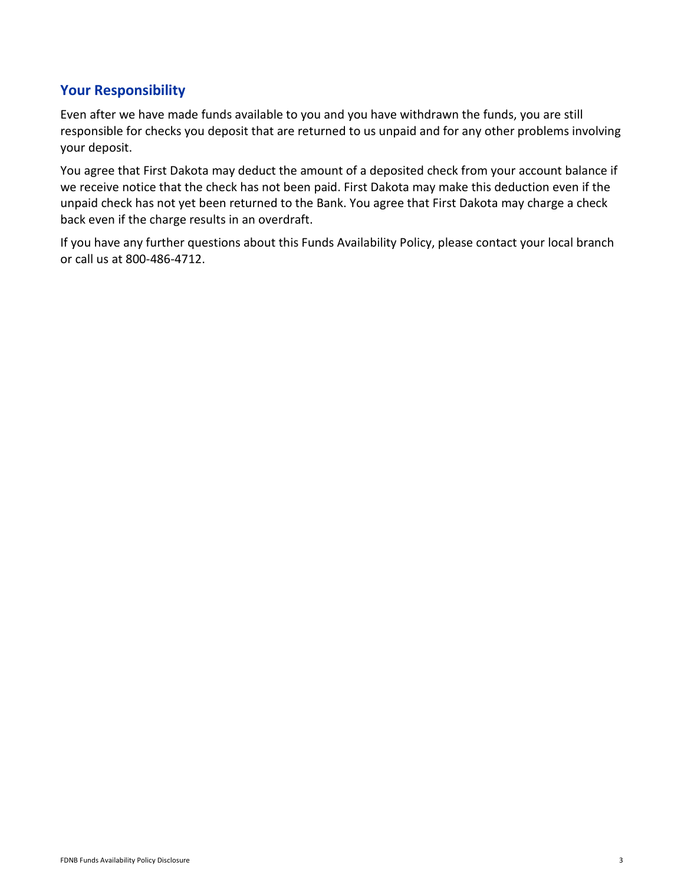## Your Responsibility

Even after we have made funds available to you and you have withdrawn the funds, you are still responsible for checks you deposit that are returned to us unpaid and for any other problems involving your deposit.

You agree that First Dakota may deduct the amount of a deposited check from your account balance if we receive notice that the check has not been paid. First Dakota may make this deduction even if the unpaid check has not yet been returned to the Bank. You agree that First Dakota may charge a check back even if the charge results in an overdraft.

If you have any further questions about this Funds Availability Policy, please contact your local branch or call us at 800-486-4712.